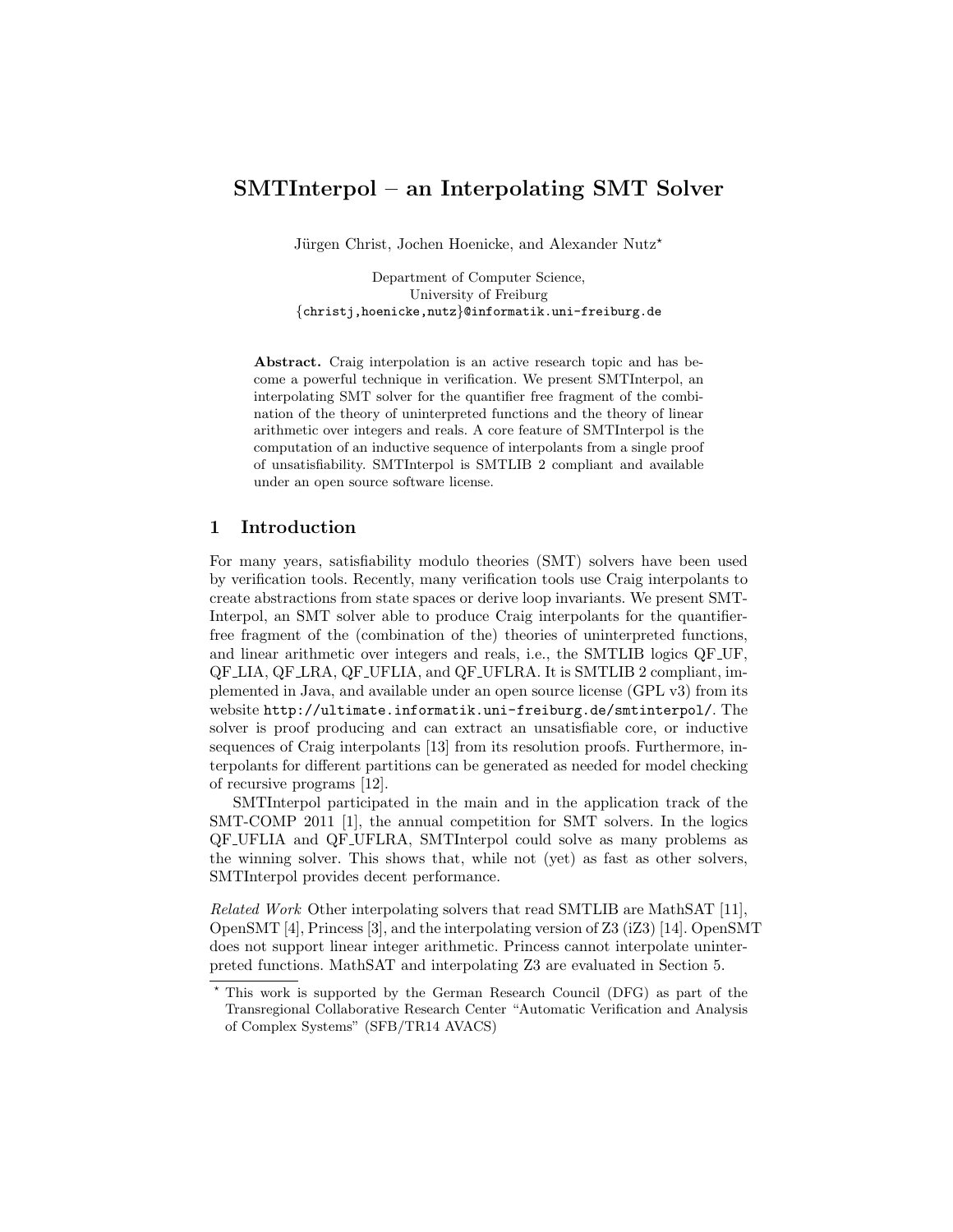# SMTInterpol – an Interpolating SMT Solver

Jürgen Christ, Jochen Hoenicke, and Alexander Nutz*

Department of Computer Science,
University of Freiburg
{christj,hoenicke,nutz}@informatik.uni-freiburg.de

**Abstract.** Craig interpolation is an active research topic and has become a powerful technique in verification. We present SMTInterpol, an interpolating SMT solver for the quantifier free fragment of the combination of the theory of uninterpreted functions and the theory of linear arithmetic over integers and reals. A core feature of SMTInterpol is the computation of an inductive sequence of interpolants from a single proof of unsatisfiability. SMTInterpol is SMTLIB 2 compliant and available under an open source software license.

## 1 Introduction

For many years, satisfiability modulo theories (SMT) solvers have been used by verification tools. Recently, many verification tools use Craig interpolants to create abstractions from state spaces or derive loop invariants. We present SMTInterpol, an SMT solver able to produce Craig interpolants for the quantifier-free fragment of the (combination of the) theories of uninterpreted functions, and linear arithmetic over integers and reals, i.e., the SMTLIB logics QF_UF, QF_LIA, QF_LRA, QF_UFLIA, and QF_UFLRA. It is SMTLIB 2 compliant, implemented in Java, and available under an open source license (GPL v3) from its website http://ultimate.informatik.uni-freiburg.de/smtinterpol/. The solver is proof producing and can extract an unsatisfiable core, or inductive sequences of Craig interpolants [13] from its resolution proofs. Furthermore, interpolants for different partitions can be generated as needed for model checking of recursive programs [12].

SMTInterpol participated in the main and in the application track of the SMT-COMP 2011 [1], the annual competition for SMT solvers. In the logics QF_UFLIA and QF_UFLRA, SMTInterpol could solve as many problems as the winning solver. This shows that, while not (yet) as fast as other solvers, SMTInterpol provides decent performance.

*Related Work* Other interpolating solvers that read SMTLIB are MathSAT [11], OpenSMT [4], Princess [3], and the interpolating version of Z3 (iZ3) [14]. OpenSMT does not support linear integer arithmetic. Princess cannot interpolate uninterpreted functions. MathSAT and interpolating Z3 are evaluated in Section 5.

* This work is supported by the German Research Council (DFG) as part of the Transregional Collaborative Research Center "Automatic Verification and Analysis of Complex Systems" (SFB/TR14 AVACS)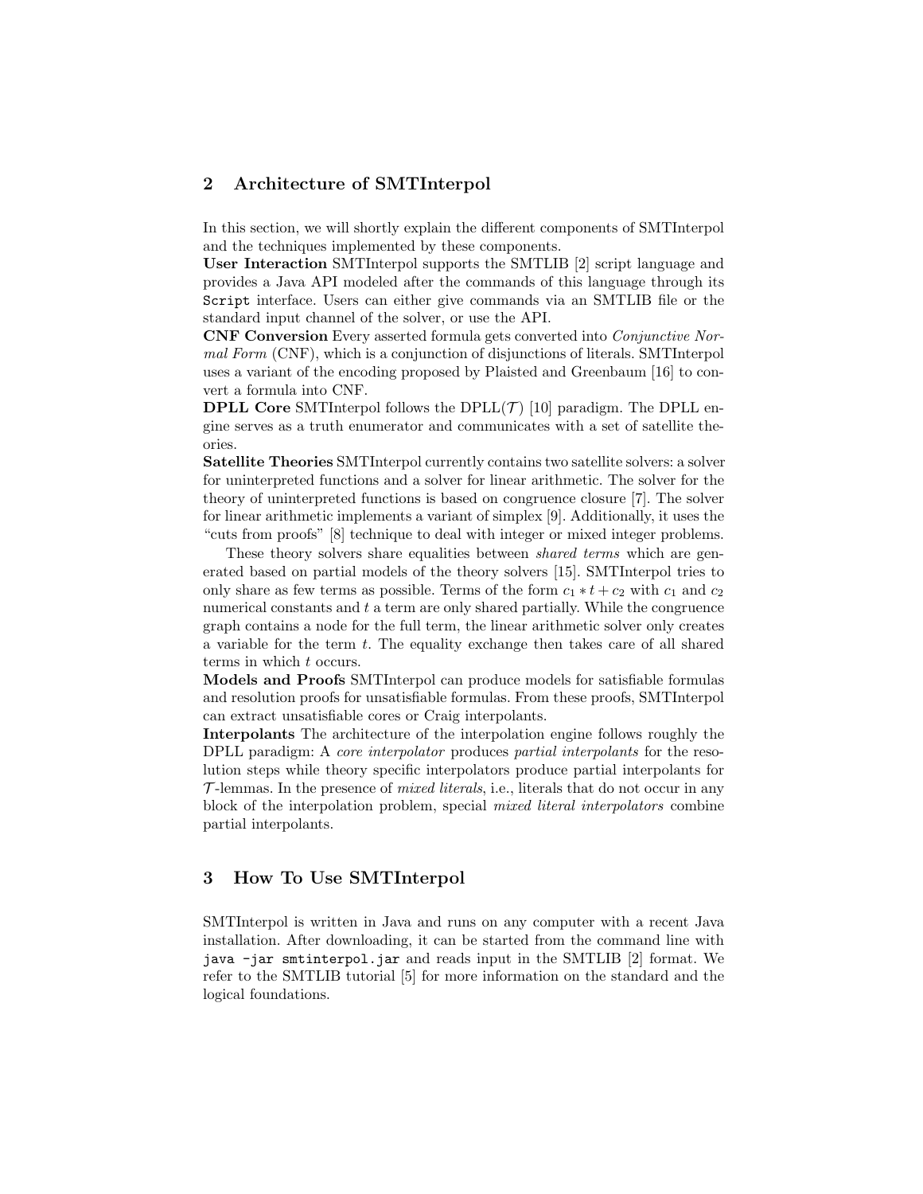## 2 Architecture of SMTInterpol

In this section, we will shortly explain the different components of SMTInterpol and the techniques implemented by these components.

**User Interaction** SMTInterpol supports the SMTLIB [2] script language and provides a Java API modeled after the commands of this language through its `Script` interface. Users can either give commands via an SMTLIB file or the standard input channel of the solver, or use the API.

**CNF Conversion** Every asserted formula gets converted into *Conjunctive Normal Form* (CNF), which is a conjunction of disjunctions of literals. SMTInterpol uses a variant of the encoding proposed by Plaisted and Greenbaum [16] to convert a formula into CNF.

**DPLL Core** SMTInterpol follows the DPLL($\mathcal{T}$) [10] paradigm. The DPLL engine serves as a truth enumerator and communicates with a set of satellite theories.

**Satellite Theories** SMTInterpol currently contains two satellite solvers: a solver for uninterpreted functions and a solver for linear arithmetic. The solver for the theory of uninterpreted functions is based on congruence closure [7]. The solver for linear arithmetic implements a variant of simplex [9]. Additionally, it uses the "cuts from proofs" [8] technique to deal with integer or mixed integer problems.

These theory solvers share equalities between *shared terms* which are generated based on partial models of the theory solvers [15]. SMTInterpol tries to only share as few terms as possible. Terms of the form $c_1 * t + c_2$ with $c_1$ and $c_2$ numerical constants and $t$ a term are only shared partially. While the congruence graph contains a node for the full term, the linear arithmetic solver only creates a variable for the term $t$. The equality exchange then takes care of all shared terms in which $t$ occurs.

**Models and Proofs** SMTInterpol can produce models for satisfiable formulas and resolution proofs for unsatisfiable formulas. From these proofs, SMTInterpol can extract unsatisfiable cores or Craig interpolants.

**Interpolants** The architecture of the interpolation engine follows roughly the DPLL paradigm: A *core interpolator* produces *partial interpolants* for the resolution steps while theory specific interpolators produce partial interpolants for $\mathcal{T}$-lemmas. In the presence of *mixed literals*, i.e., literals that do not occur in any block of the interpolation problem, special *mixed literal interpolators* combine partial interpolants.

## 3 How To Use SMTInterpol

SMTInterpol is written in Java and runs on any computer with a recent Java installation. After downloading, it can be started from the command line with `java -jar smtinterpol.jar` and reads input in the SMTLIB [2] format. We refer to the SMTLIB tutorial [5] for more information on the standard and the logical foundations.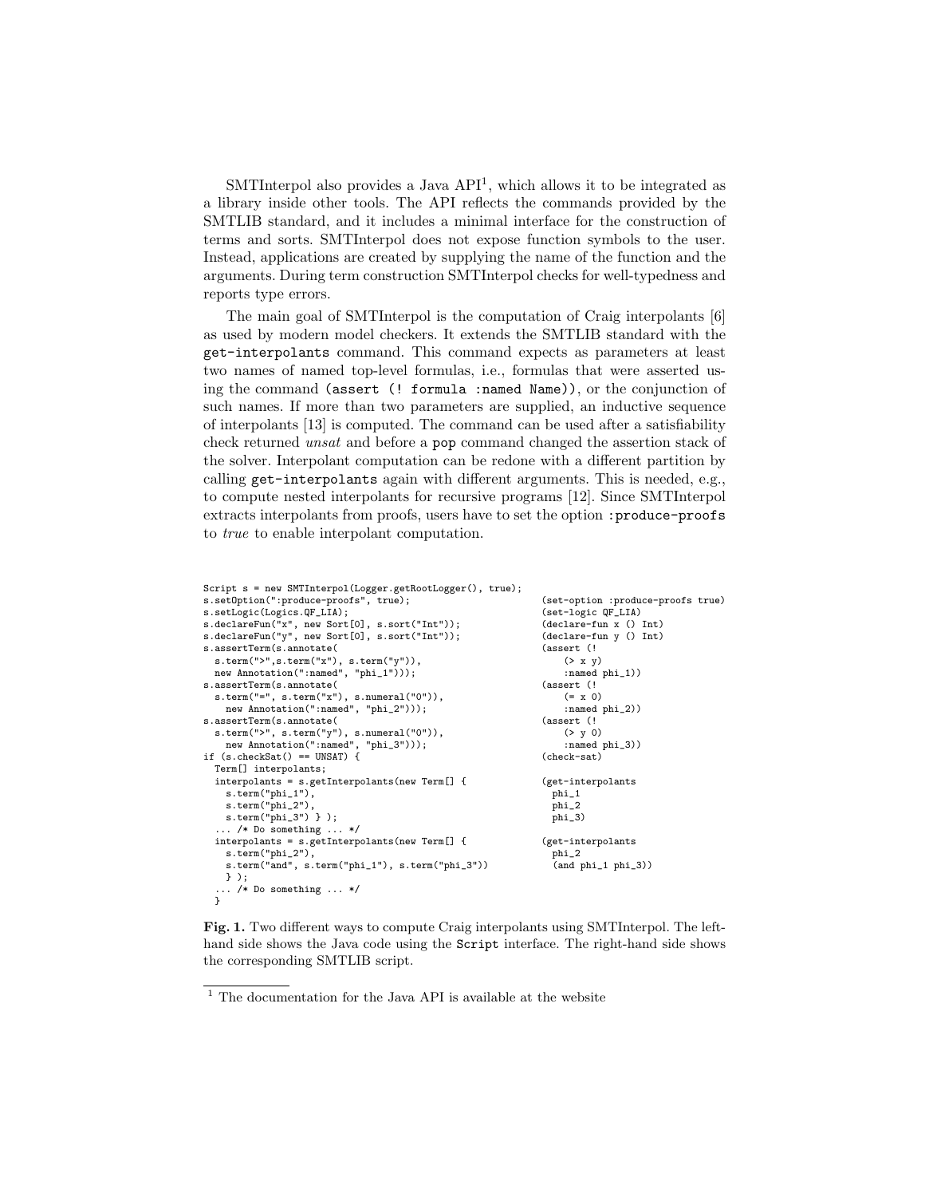SMTInterpol also provides a Java API[1], which allows it to be integrated as a library inside other tools. The API reflects the commands provided by the SMTLIB standard, and it includes a minimal interface for the construction of terms and sorts. SMTInterpol does not expose function symbols to the user. Instead, applications are created by supplying the name of the function and the arguments. During term construction SMTInterpol checks for well-typedness and reports type errors.

The main goal of SMTInterpol is the computation of Craig interpolants [6] as used by modern model checkers. It extends the SMTLIB standard with the `get-interpolants` command. This command expects as parameters at least two names of named top-level formulas, i.e., formulas that were asserted using the command `(assert (! formula :named Name))`, or the conjunction of such names. If more than two parameters are supplied, an inductive sequence of interpolants [13] is computed. The command can be used after a satisfiability check returned *unsat* and before a `pop` command changed the assertion stack of the solver. Interpolant computation can be redone with a different partition by calling `get-interpolants` again with different arguments. This is needed, e.g., to compute nested interpolants for recursive programs [12]. Since SMTInterpol extracts interpolants from proofs, users have to set the option `:produce-proofs` to *true* to enable interpolant computation.

```
Script s = new SMTInterpol(Logger.getRootLogger(), true);
s.setOption(":produce-proofs", true);
s.setLogic(Logics.QF_LIA);
s.declareFun("x", new Sort[0], s.sort("Int"));
s.declareFun("y", new Sort[0], s.sort("Int"));
s.assertTerm(s.annotate(
  s.term(">",s.term("x"), s.term("y")),
  new Annotation(":named", "phi_1")));
s.assertTerm(s.annotate(
  s.term("=", s.term("x"), s.numeral("0")),
    new Annotation(":named", "phi_2")));
s.assertTerm(s.annotate(
  s.term(">", s.term("y"), s.numeral("0")),
    new Annotation(":named", "phi_3")));
if (s.checkSat() == UNSAT) {
  Term[] interpolants;
  interpolants = s.getInterpolants(new Term[] {
    s.term("phi_1"),
    s.term("phi_2"),
    s.term("phi_3") } );
  ... /* Do something ... */
  interpolants = s.getInterpolants(new Term[] {
    s.term("phi_2"),
    s.term("and", s.term("phi_1"), s.term("phi_3"))
    } );
  ... /* Do something ... */
  }
```

```
(set-option :produce-proofs true)
(set-logic QF_LIA)
(declare-fun x () Int)
(declare-fun y () Int)
(assert (!
    (> x y)
    :named phi_1))
(assert (!
    (= x 0)
    :named phi_2))
(assert (!
    (> y 0)
    :named phi_3))
(check-sat)

(get-interpolants
  phi_1
  phi_2
  phi_3)

(get-interpolants
  phi_2
  (and phi_1 phi_3))
```

**Fig. 1.** Two different ways to compute Craig interpolants using SMTInterpol. The left-hand side shows the Java code using the `Script` interface. The right-hand side shows the corresponding SMTLIB script.

[1] The documentation for the Java API is available at the website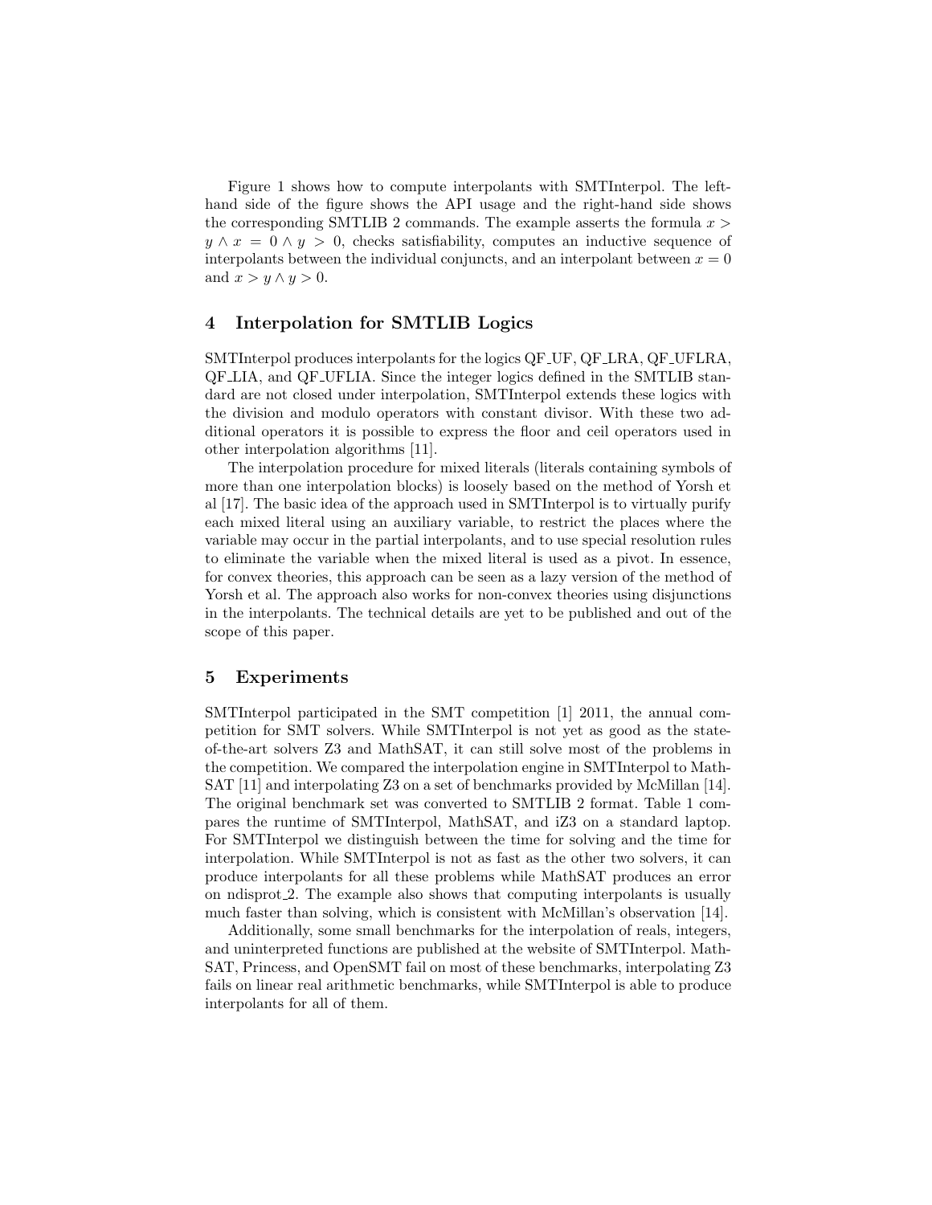Figure 1 shows how to compute interpolants with SMTInterpol. The left-hand side of the figure shows the API usage and the right-hand side shows the corresponding SMTLIB 2 commands. The example asserts the formula $x > y \wedge x = 0 \wedge y > 0$, checks satisfiability, computes an inductive sequence of interpolants between the individual conjuncts, and an interpolant between $x = 0$ and $x > y \wedge y > 0$.

## 4 Interpolation for SMTLIB Logics

SMTInterpol produces interpolants for the logics QF_UF, QF_LRA, QF_UFLRA, QF_LIA, and QF_UFLIA. Since the integer logics defined in the SMTLIB standard are not closed under interpolation, SMTInterpol extends these logics with the division and modulo operators with constant divisor. With these two additional operators it is possible to express the floor and ceil operators used in other interpolation algorithms [11].

The interpolation procedure for mixed literals (literals containing symbols of more than one interpolation blocks) is loosely based on the method of Yorsh et al [17]. The basic idea of the approach used in SMTInterpol is to virtually purify each mixed literal using an auxiliary variable, to restrict the places where the variable may occur in the partial interpolants, and to use special resolution rules to eliminate the variable when the mixed literal is used as a pivot. In essence, for convex theories, this approach can be seen as a lazy version of the method of Yorsh et al. The approach also works for non-convex theories using disjunctions in the interpolants. The technical details are yet to be published and out of the scope of this paper.

## 5 Experiments

SMTInterpol participated in the SMT competition [1] 2011, the annual competition for SMT solvers. While SMTInterpol is not yet as good as the state-of-the-art solvers Z3 and MathSAT, it can still solve most of the problems in the competition. We compared the interpolation engine in SMTInterpol to MathSAT [11] and interpolating Z3 on a set of benchmarks provided by McMillan [14]. The original benchmark set was converted to SMTLIB 2 format. Table 1 compares the runtime of SMTInterpol, MathSAT, and iZ3 on a standard laptop. For SMTInterpol we distinguish between the time for solving and the time for interpolation. While SMTInterpol is not as fast as the other two solvers, it can produce interpolants for all these problems while MathSAT produces an error on ndisprot_2. The example also shows that computing interpolants is usually much faster than solving, which is consistent with McMillan's observation [14].

Additionally, some small benchmarks for the interpolation of reals, integers, and uninterpreted functions are published at the website of SMTInterpol. MathSAT, Princess, and OpenSMT fail on most of these benchmarks, interpolating Z3 fails on linear real arithmetic benchmarks, while SMTInterpol is able to produce interpolants for all of them.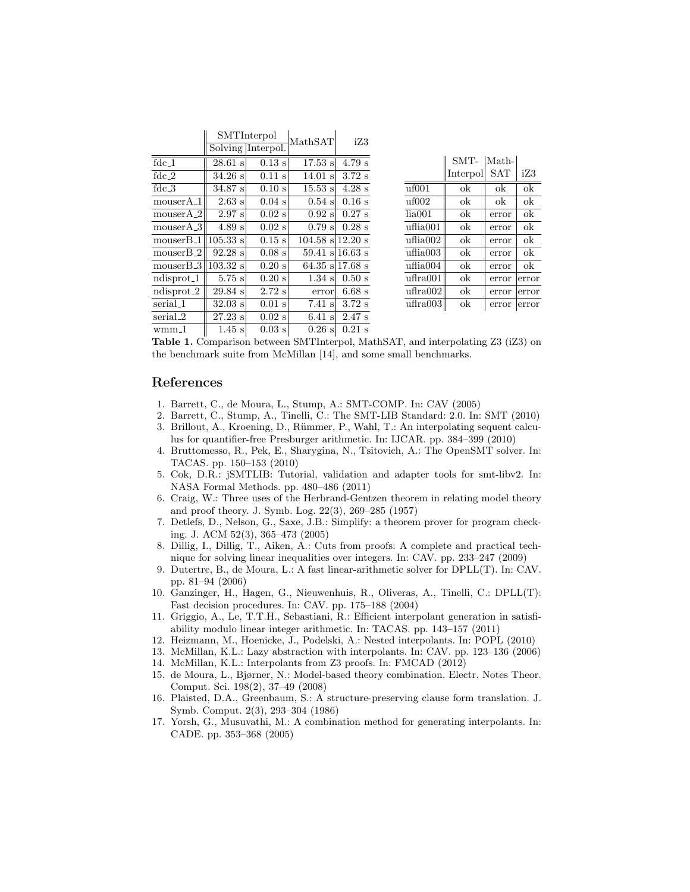| | SMTInterpol | | MathSAT | iZ3 |
|---|---|---|---|---|
| | Solving | Interpol. | | |
| fdc_1 | 28.61 s | 0.13 s | 17.53 s | 4.79 s |
| fdc_2 | 34.26 s | 0.11 s | 14.01 s | 3.72 s |
| fdc_3 | 34.87 s | 0.10 s | 15.53 s | 4.28 s |
| mouserA_1 | 2.63 s | 0.04 s | 0.54 s | 0.16 s |
| mouserA_2 | 2.97 s | 0.02 s | 0.92 s | 0.27 s |
| mouserA_3 | 4.89 s | 0.02 s | 0.79 s | 0.28 s |
| mouserB_1 | 105.33 s | 0.15 s | 104.58 s | 12.20 s |
| mouserB_2 | 92.28 s | 0.08 s | 59.41 s | 16.63 s |
| mouserB_3 | 103.32 s | 0.20 s | 64.35 s | 17.68 s |
| ndisprot_1 | 5.75 s | 0.20 s | 1.34 s | 0.50 s |
| ndisprot_2 | 29.84 s | 2.72 s | error | 6.68 s |
| serial_1 | 32.03 s | 0.01 s | 7.41 s | 3.72 s |
| serial_2 | 27.23 s | 0.02 s | 6.41 s | 2.47 s |
| wmm_1 | 1.45 s | 0.03 s | 0.26 s | 0.21 s |

| | SMT-Interpol | Math-SAT | iZ3 |
|---|---|---|---|
| uf001 | ok | ok | ok |
| uf002 | ok | ok | ok |
| lia001 | ok | error | ok |
| uflia001 | ok | error | ok |
| uflia002 | ok | error | ok |
| uflia003 | ok | error | ok |
| uflia004 | ok | error | ok |
| uflra001 | ok | error | error |
| uflra002 | ok | error | error |
| uflra003 | ok | error | error |

**Table 1.** Comparison between SMTInterpol, MathSAT, and interpolating Z3 (iZ3) on the benchmark suite from McMillan [14], and some small benchmarks.

## References

1. Barrett, C., de Moura, L., Stump, A.: SMT-COMP. In: CAV (2005)
2. Barrett, C., Stump, A., Tinelli, C.: The SMT-LIB Standard: 2.0. In: SMT (2010)
3. Brillout, A., Kroening, D., Rümmer, P., Wahl, T.: An interpolating sequent calculus for quantifier-free Presburger arithmetic. In: IJCAR. pp. 384–399 (2010)
4. Bruttomesso, R., Pek, E., Sharygina, N., Tsitovich, A.: The OpenSMT solver. In: TACAS. pp. 150–153 (2010)
5. Cok, D.R.: jSMTLIB: Tutorial, validation and adapter tools for smt-libv2. In: NASA Formal Methods. pp. 480–486 (2011)
6. Craig, W.: Three uses of the Herbrand-Gentzen theorem in relating model theory and proof theory. J. Symb. Log. 22(3), 269–285 (1957)
7. Detlefs, D., Nelson, G., Saxe, J.B.: Simplify: a theorem prover for program checking. J. ACM 52(3), 365–473 (2005)
8. Dillig, I., Dillig, T., Aiken, A.: Cuts from proofs: A complete and practical technique for solving linear inequalities over integers. In: CAV. pp. 233–247 (2009)
9. Dutertre, B., de Moura, L.: A fast linear-arithmetic solver for DPLL(T). In: CAV. pp. 81–94 (2006)
10. Ganzinger, H., Hagen, G., Nieuwenhuis, R., Oliveras, A., Tinelli, C.: DPLL(T): Fast decision procedures. In: CAV. pp. 175–188 (2004)
11. Griggio, A., Le, T.T.H., Sebastiani, R.: Efficient interpolant generation in satisfiability modulo linear integer arithmetic. In: TACAS. pp. 143–157 (2011)
12. Heizmann, M., Hoenicke, J., Podelski, A.: Nested interpolants. In: POPL (2010)
13. McMillan, K.L.: Lazy abstraction with interpolants. In: CAV. pp. 123–136 (2006)
14. McMillan, K.L.: Interpolants from Z3 proofs. In: FMCAD (2012)
15. de Moura, L., Bjørner, N.: Model-based theory combination. Electr. Notes Theor. Comput. Sci. 198(2), 37–49 (2008)
16. Plaisted, D.A., Greenbaum, S.: A structure-preserving clause form translation. J. Symb. Comput. 2(3), 293–304 (1986)
17. Yorsh, G., Musuvathi, M.: A combination method for generating interpolants. In: CADE. pp. 353–368 (2005)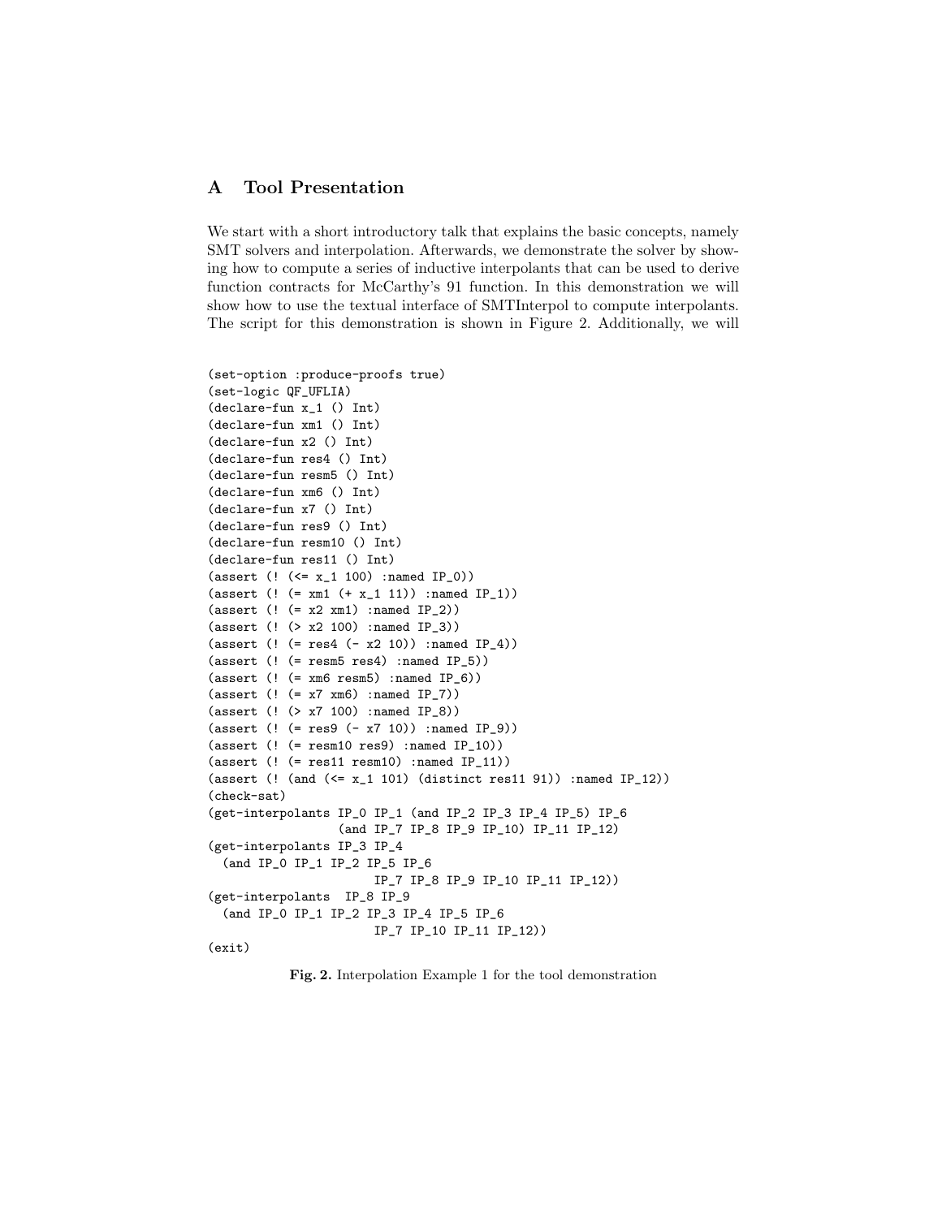## A Tool Presentation

We start with a short introductory talk that explains the basic concepts, namely SMT solvers and interpolation. Afterwards, we demonstrate the solver by showing how to compute a series of inductive interpolants that can be used to derive function contracts for McCarthy's 91 function. In this demonstration we will show how to use the textual interface of SMTInterpol to compute interpolants. The script for this demonstration is shown in Figure 2. Additionally, we will

```
(set-option :produce-proofs true)
(set-logic QF_UFLIA)
(declare-fun x_1 () Int)
(declare-fun xm1 () Int)
(declare-fun x2 () Int)
(declare-fun res4 () Int)
(declare-fun resm5 () Int)
(declare-fun xm6 () Int)
(declare-fun x7 () Int)
(declare-fun res9 () Int)
(declare-fun resm10 () Int)
(declare-fun res11 () Int)
(assert (! (<= x_1 100) :named IP_0))
(assert (! (= xm1 (+ x_1 11)) :named IP_1))
(assert (! (= x2 xm1) :named IP_2))
(assert (! (> x2 100) :named IP_3))
(assert (! (= res4 (- x2 10)) :named IP_4))
(assert (! (= resm5 res4) :named IP_5))
(assert (! (= xm6 resm5) :named IP_6))
(assert (! (= x7 xm6) :named IP_7))
(assert (! (> x7 100) :named IP_8))
(assert (! (= res9 (- x7 10)) :named IP_9))
(assert (! (= resm10 res9) :named IP_10))
(assert (! (= res11 resm10) :named IP_11))
(assert (! (and (<= x_1 101) (distinct res11 91)) :named IP_12))
(check-sat)
(get-interpolants IP_0 IP_1 (and IP_2 IP_3 IP_4 IP_5) IP_6
                  (and IP_7 IP_8 IP_9 IP_10) IP_11 IP_12)
(get-interpolants IP_3 IP_4
  (and IP_0 IP_1 IP_2 IP_5 IP_6
                       IP_7 IP_8 IP_9 IP_10 IP_11 IP_12))
(get-interpolants  IP_8 IP_9
  (and IP_0 IP_1 IP_2 IP_3 IP_4 IP_5 IP_6
                       IP_7 IP_10 IP_11 IP_12))
(exit)
```

**Fig. 2.** Interpolation Example 1 for the tool demonstration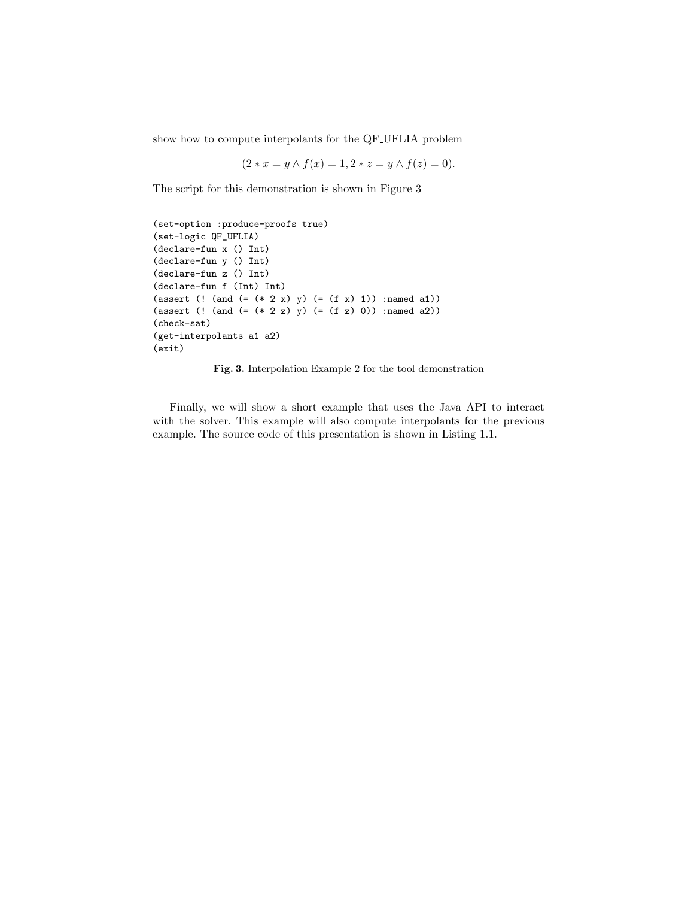show how to compute interpolants for the QF_UFLIA problem

$$(2 * x = y \wedge f(x) = 1, 2 * z = y \wedge f(z) = 0).$$

The script for this demonstration is shown in Figure 3

```
(set-option :produce-proofs true)
(set-logic QF_UFLIA)
(declare-fun x () Int)
(declare-fun y () Int)
(declare-fun z () Int)
(declare-fun f (Int) Int)
(assert (! (and (= (* 2 x) y) (= (f x) 1)) :named a1))
(assert (! (and (= (* 2 z) y) (= (f z) 0)) :named a2))
(check-sat)
(get-interpolants a1 a2)
(exit)
```

**Fig. 3.** Interpolation Example 2 for the tool demonstration

Finally, we will show a short example that uses the Java API to interact with the solver. This example will also compute interpolants for the previous example. The source code of this presentation is shown in Listing 1.1.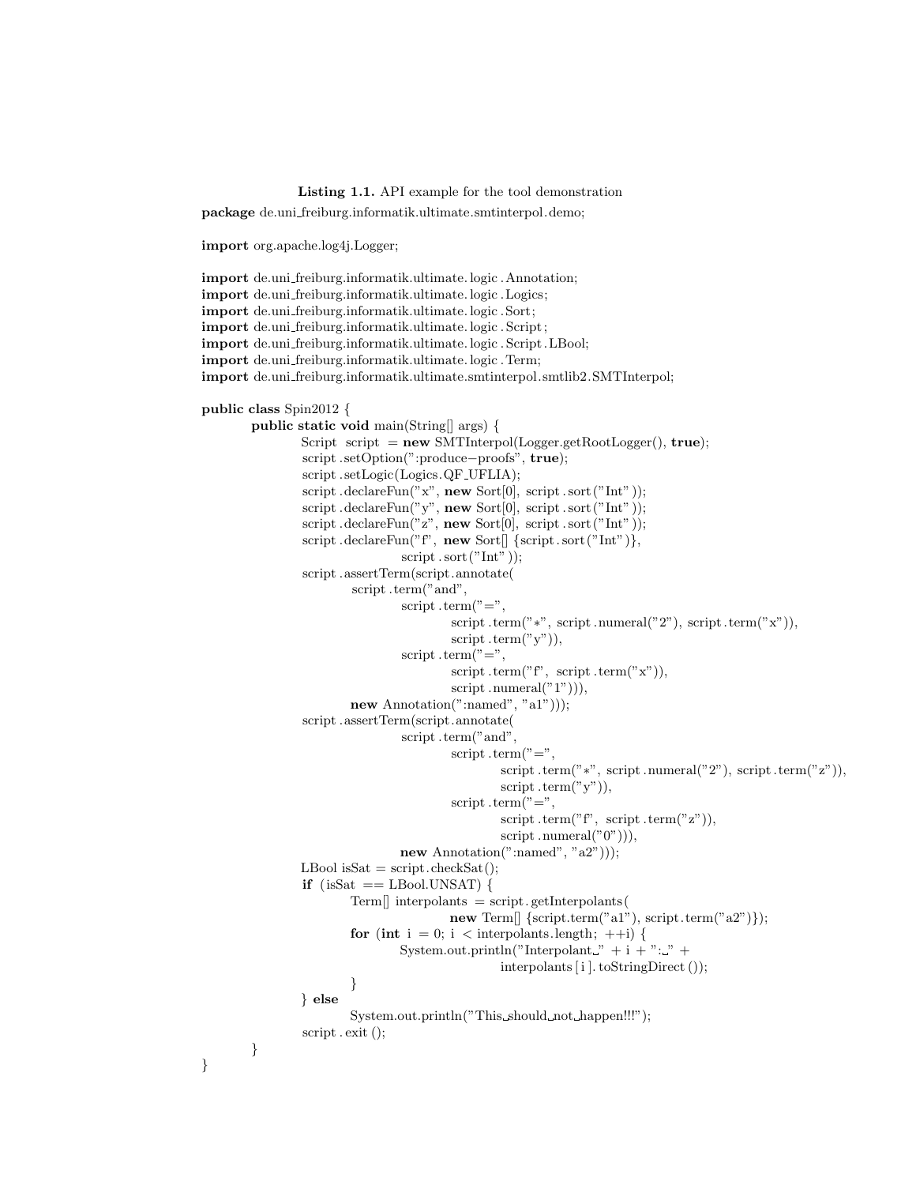**Listing 1.1.** API example for the tool demonstration

```java
package de.uni_freiburg.informatik.ultimate.smtinterpol.demo;

import org.apache.log4j.Logger;

import de.uni_freiburg.informatik.ultimate.logic.Annotation;
import de.uni_freiburg.informatik.ultimate.logic.Logics;
import de.uni_freiburg.informatik.ultimate.logic.Sort;
import de.uni_freiburg.informatik.ultimate.logic.Script;
import de.uni_freiburg.informatik.ultimate.logic.Script.LBool;
import de.uni_freiburg.informatik.ultimate.logic.Term;
import de.uni_freiburg.informatik.ultimate.smtinterpol.smtlib2.SMTInterpol;

public class Spin2012 {
	public static void main(String[] args) {
		Script script = new SMTInterpol(Logger.getRootLogger(), true);
		script.setOption(":produce-proofs", true);
		script.setLogic(Logics.QF_UFLIA);
		script.declareFun("x", new Sort[0], script.sort("Int"));
		script.declareFun("y", new Sort[0], script.sort("Int"));
		script.declareFun("z", new Sort[0], script.sort("Int"));
		script.declareFun("f", new Sort[] {script.sort("Int")},
				script.sort("Int"));
		script.assertTerm(script.annotate(
			script.term("and",
				script.term("=",
					script.term("*", script.numeral("2"), script.term("x")),
					script.term("y")),
				script.term("=",
					script.term("f", script.term("x")),
					script.numeral("1"))),
			new Annotation(":named", "a1")));
		script.assertTerm(script.annotate(
				script.term("and",
					script.term("=",
						script.term("*", script.numeral("2"), script.term("z")),
						script.term("y")),
					script.term("=",
						script.term("f", script.term("z")),
						script.numeral("0"))),
				new Annotation(":named", "a2")));
		LBool isSat = script.checkSat();
		if (isSat == LBool.UNSAT) {
			Term[] interpolants = script.getInterpolants(
					new Term[] {script.term("a1"), script.term("a2")});
			for (int i = 0; i < interpolants.length; ++i) {
				System.out.println("Interpolant " + i + ": " +
						interpolants[i].toStringDirect());
			}
		} else
			System.out.println("This should not happen!!!");
		script.exit();
	}
}
```